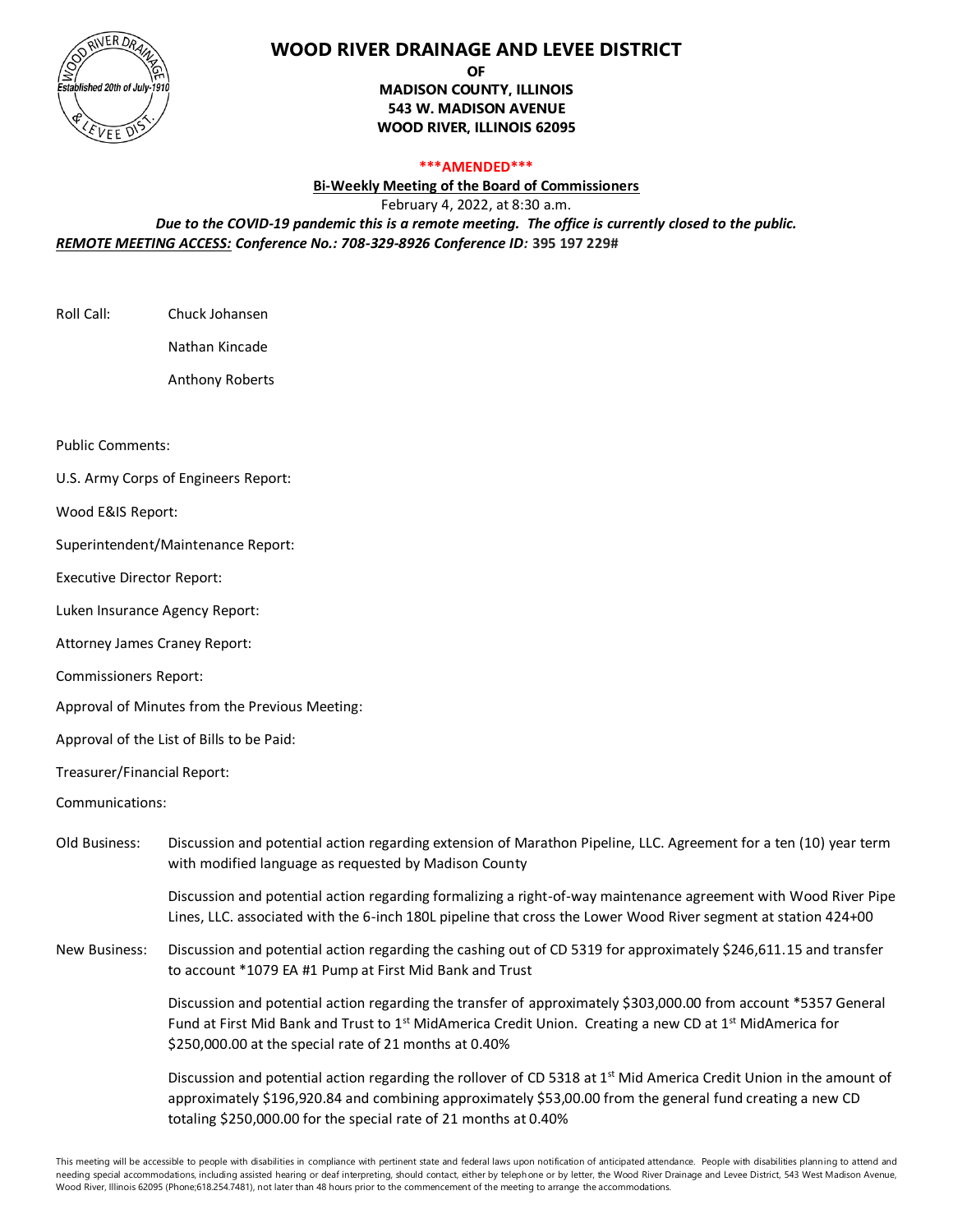# WOOD RIVER DRAINAGE AND LEVEE DISTRICT

**OF**
**MADISON COUNTY, ILLINOIS**
**543 W. MADISON AVENUE**
**WOOD RIVER, ILLINOIS 62095**

*****AMENDED*****

**Bi-Weekly Meeting of the Board of Commissioners**

February 4, 2022, at 8:30 a.m.

***Due to the COVID-19 pandemic this is a remote meeting. The office is currently closed to the public.***

***REMOTE MEETING ACCESS:*** ***Conference No.: 708-329-8926 Conference ID:*** **395 197 229#**

Roll Call: Chuck Johansen

Nathan Kincade

Anthony Roberts

Public Comments:

U.S. Army Corps of Engineers Report:

Wood E&IS Report:

Superintendent/Maintenance Report:

Executive Director Report:

Luken Insurance Agency Report:

Attorney James Craney Report:

Commissioners Report:

Approval of Minutes from the Previous Meeting:

Approval of the List of Bills to be Paid:

Treasurer/Financial Report:

Communications:

Old Business: Discussion and potential action regarding extension of Marathon Pipeline, LLC. Agreement for a ten (10) year term with modified language as requested by Madison County

Discussion and potential action regarding formalizing a right-of-way maintenance agreement with Wood River Pipe Lines, LLC. associated with the 6-inch 180L pipeline that cross the Lower Wood River segment at station 424+00

New Business: Discussion and potential action regarding the cashing out of CD 5319 for approximately $246,611.15 and transfer to account *1079 EA #1 Pump at First Mid Bank and Trust

Discussion and potential action regarding the transfer of approximately $303,000.00 from account *5357 General Fund at First Mid Bank and Trust to 1st MidAmerica Credit Union. Creating a new CD at 1st MidAmerica for $250,000.00 at the special rate of 21 months at 0.40%

Discussion and potential action regarding the rollover of CD 5318 at 1st Mid America Credit Union in the amount of approximately $196,920.84 and combining approximately $53,00.00 from the general fund creating a new CD totaling $250,000.00 for the special rate of 21 months at 0.40%

This meeting will be accessible to people with disabilities in compliance with pertinent state and federal laws upon notification of anticipated attendance. People with disabilities planning to attend and needing special accommodations, including assisted hearing or deaf interpreting, should contact, either by telephone or by letter, the Wood River Drainage and Levee District, 543 West Madison Avenue, Wood River, Illinois 62095 (Phone;618.254.7481), not later than 48 hours prior to the commencement of the meeting to arrange the accommodations.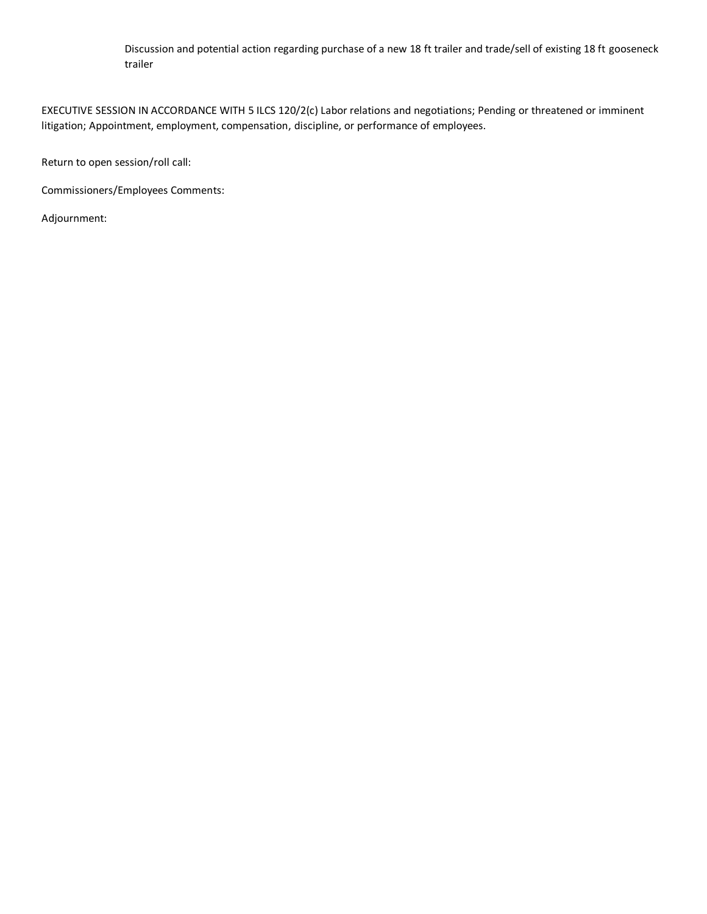Discussion and potential action regarding purchase of a new 18 ft trailer and trade/sell of existing 18 ft gooseneck trailer

EXECUTIVE SESSION IN ACCORDANCE WITH 5 ILCS 120/2(c) Labor relations and negotiations; Pending or threatened or imminent litigation; Appointment, employment, compensation, discipline, or performance of employees.

Return to open session/roll call:

Commissioners/Employees Comments:

Adjournment: